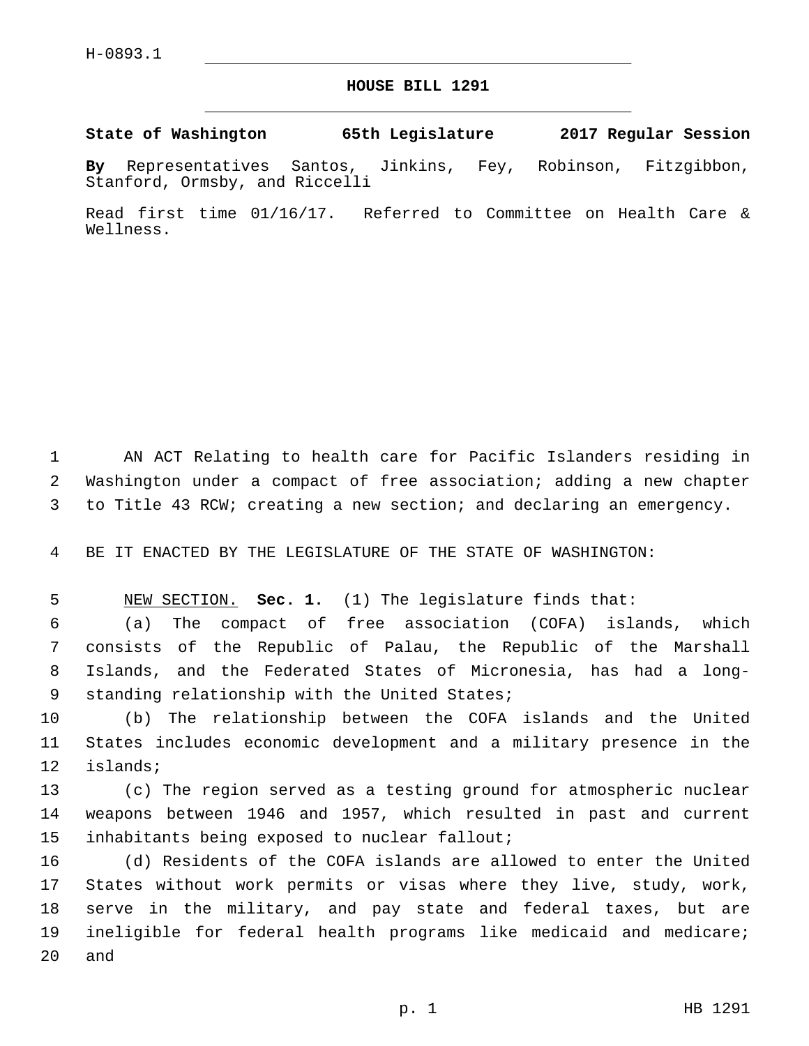H-0893.1

# HOUSE BILL 1291

**State of Washington 65th Legislature 2017 Regular Session**

**By** Representatives Santos, Jinkins, Fey, Robinson, Fitzgibbon, Stanford, Ormsby, and Riccelli

Read first time 01/16/17. Referred to Committee on Health Care & Wellness.

AN ACT Relating to health care for Pacific Islanders residing in Washington under a compact of free association; adding a new chapter to Title 43 RCW; creating a new section; and declaring an emergency.

BE IT ENACTED BY THE LEGISLATURE OF THE STATE OF WASHINGTON:

NEW SECTION. **Sec. 1.** (1) The legislature finds that:

(a) The compact of free association (COFA) islands, which consists of the Republic of Palau, the Republic of the Marshall Islands, and the Federated States of Micronesia, has had a long-standing relationship with the United States;

(b) The relationship between the COFA islands and the United States includes economic development and a military presence in the islands;

(c) The region served as a testing ground for atmospheric nuclear weapons between 1946 and 1957, which resulted in past and current inhabitants being exposed to nuclear fallout;

(d) Residents of the COFA islands are allowed to enter the United States without work permits or visas where they live, study, work, serve in the military, and pay state and federal taxes, but are ineligible for federal health programs like medicaid and medicare; and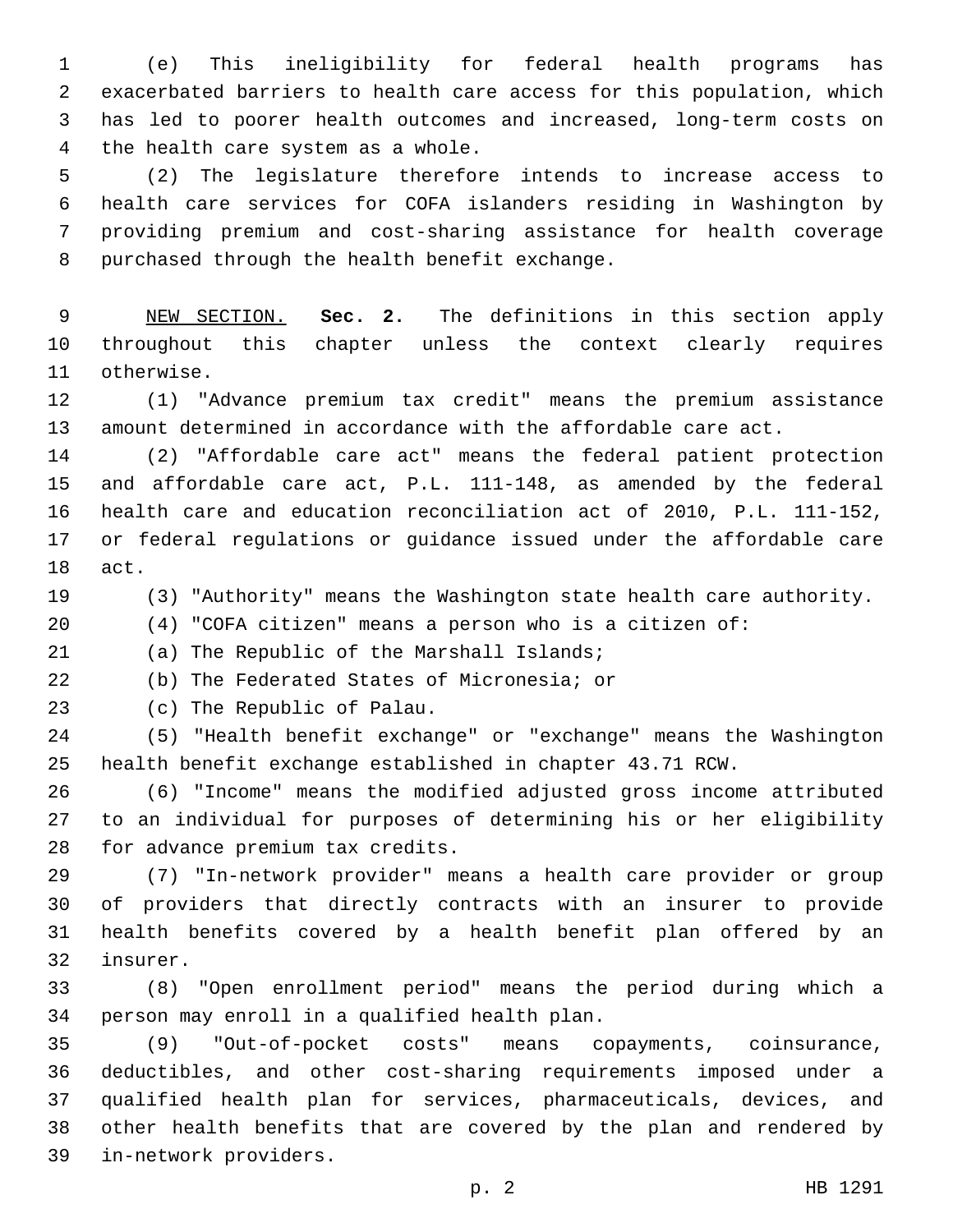(e) This ineligibility for federal health programs has exacerbated barriers to health care access for this population, which has led to poorer health outcomes and increased, long-term costs on the health care system as a whole.

(2) The legislature therefore intends to increase access to health care services for COFA islanders residing in Washington by providing premium and cost-sharing assistance for health coverage purchased through the health benefit exchange.

NEW SECTION. **Sec. 2.** The definitions in this section apply throughout this chapter unless the context clearly requires otherwise.

(1) "Advance premium tax credit" means the premium assistance amount determined in accordance with the affordable care act.

(2) "Affordable care act" means the federal patient protection and affordable care act, P.L. 111-148, as amended by the federal health care and education reconciliation act of 2010, P.L. 111-152, or federal regulations or guidance issued under the affordable care act.

(3) "Authority" means the Washington state health care authority.

(4) "COFA citizen" means a person who is a citizen of:

(a) The Republic of the Marshall Islands;

(b) The Federated States of Micronesia; or

(c) The Republic of Palau.

(5) "Health benefit exchange" or "exchange" means the Washington health benefit exchange established in chapter 43.71 RCW.

(6) "Income" means the modified adjusted gross income attributed to an individual for purposes of determining his or her eligibility for advance premium tax credits.

(7) "In-network provider" means a health care provider or group of providers that directly contracts with an insurer to provide health benefits covered by a health benefit plan offered by an insurer.

(8) "Open enrollment period" means the period during which a person may enroll in a qualified health plan.

(9) "Out-of-pocket costs" means copayments, coinsurance, deductibles, and other cost-sharing requirements imposed under a qualified health plan for services, pharmaceuticals, devices, and other health benefits that are covered by the plan and rendered by in-network providers.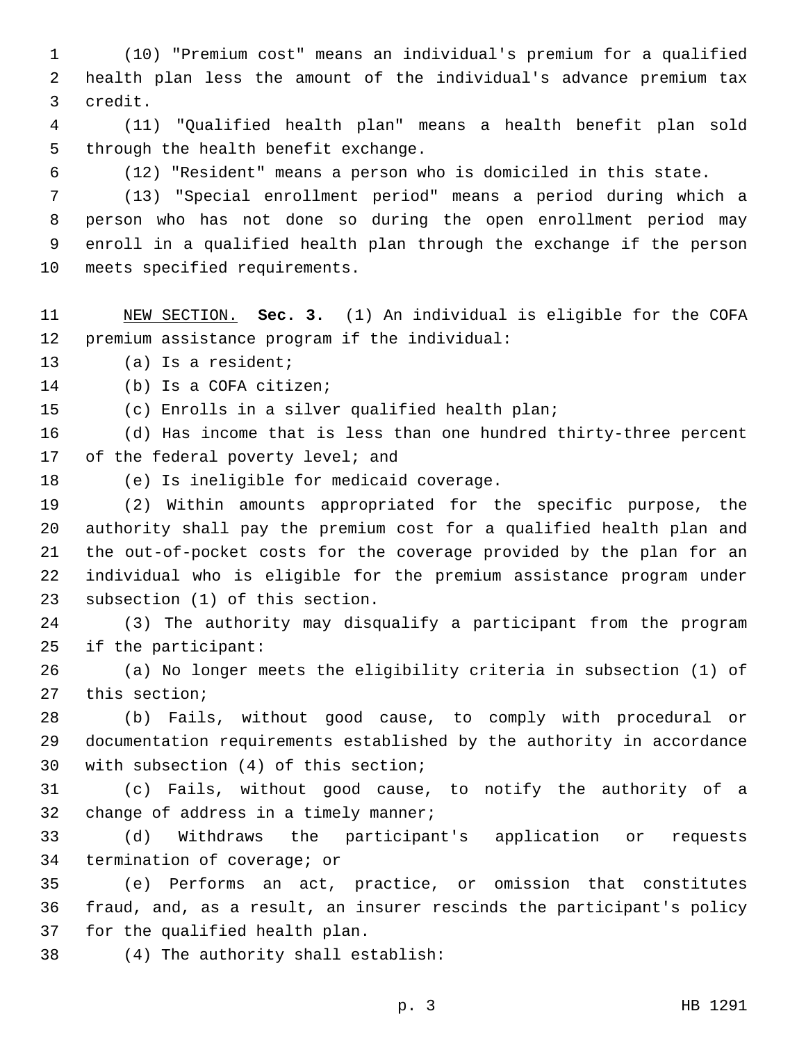(10) "Premium cost" means an individual's premium for a qualified health plan less the amount of the individual's advance premium tax credit.

(11) "Qualified health plan" means a health benefit plan sold through the health benefit exchange.

(12) "Resident" means a person who is domiciled in this state.

(13) "Special enrollment period" means a period during which a person who has not done so during the open enrollment period may enroll in a qualified health plan through the exchange if the person meets specified requirements.

NEW SECTION. **Sec. 3.** (1) An individual is eligible for the COFA premium assistance program if the individual:

(a) Is a resident;

(b) Is a COFA citizen;

(c) Enrolls in a silver qualified health plan;

(d) Has income that is less than one hundred thirty-three percent of the federal poverty level; and

(e) Is ineligible for medicaid coverage.

(2) Within amounts appropriated for the specific purpose, the authority shall pay the premium cost for a qualified health plan and the out-of-pocket costs for the coverage provided by the plan for an individual who is eligible for the premium assistance program under subsection (1) of this section.

(3) The authority may disqualify a participant from the program if the participant:

(a) No longer meets the eligibility criteria in subsection (1) of this section;

(b) Fails, without good cause, to comply with procedural or documentation requirements established by the authority in accordance with subsection (4) of this section;

(c) Fails, without good cause, to notify the authority of a change of address in a timely manner;

(d) Withdraws the participant's application or requests termination of coverage; or

(e) Performs an act, practice, or omission that constitutes fraud, and, as a result, an insurer rescinds the participant's policy for the qualified health plan.

(4) The authority shall establish: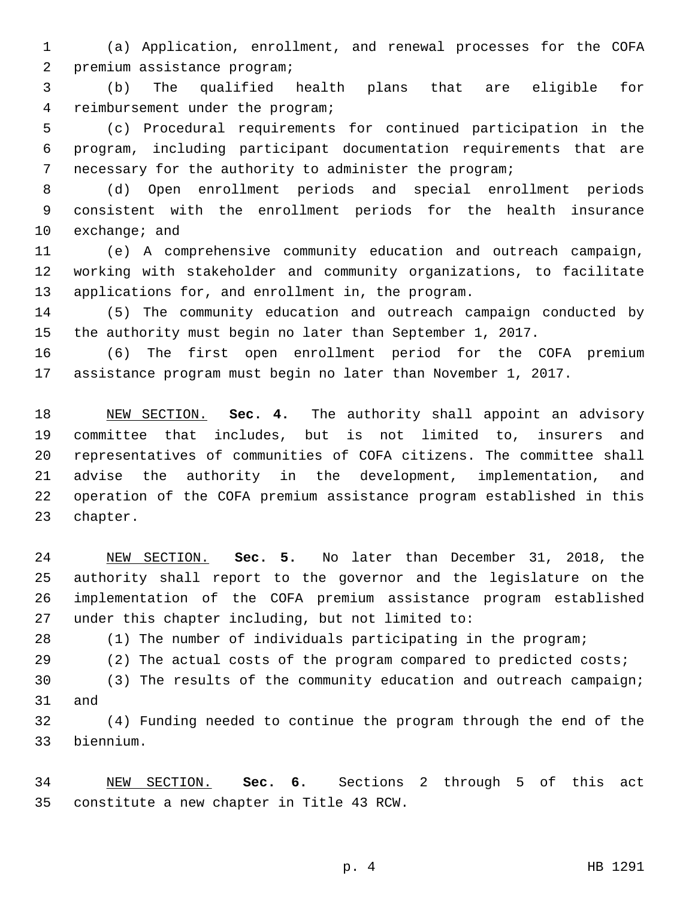(a) Application, enrollment, and renewal processes for the COFA premium assistance program;

(b) The qualified health plans that are eligible for reimbursement under the program;

(c) Procedural requirements for continued participation in the program, including participant documentation requirements that are necessary for the authority to administer the program;

(d) Open enrollment periods and special enrollment periods consistent with the enrollment periods for the health insurance exchange; and

(e) A comprehensive community education and outreach campaign, working with stakeholder and community organizations, to facilitate applications for, and enrollment in, the program.

(5) The community education and outreach campaign conducted by the authority must begin no later than September 1, 2017.

(6) The first open enrollment period for the COFA premium assistance program must begin no later than November 1, 2017.

NEW SECTION. **Sec. 4.** The authority shall appoint an advisory committee that includes, but is not limited to, insurers and representatives of communities of COFA citizens. The committee shall advise the authority in the development, implementation, and operation of the COFA premium assistance program established in this chapter.

NEW SECTION. **Sec. 5.** No later than December 31, 2018, the authority shall report to the governor and the legislature on the implementation of the COFA premium assistance program established under this chapter including, but not limited to:

(1) The number of individuals participating in the program;

(2) The actual costs of the program compared to predicted costs;

(3) The results of the community education and outreach campaign; and

(4) Funding needed to continue the program through the end of the biennium.

NEW SECTION. **Sec. 6.** Sections 2 through 5 of this act constitute a new chapter in Title 43 RCW.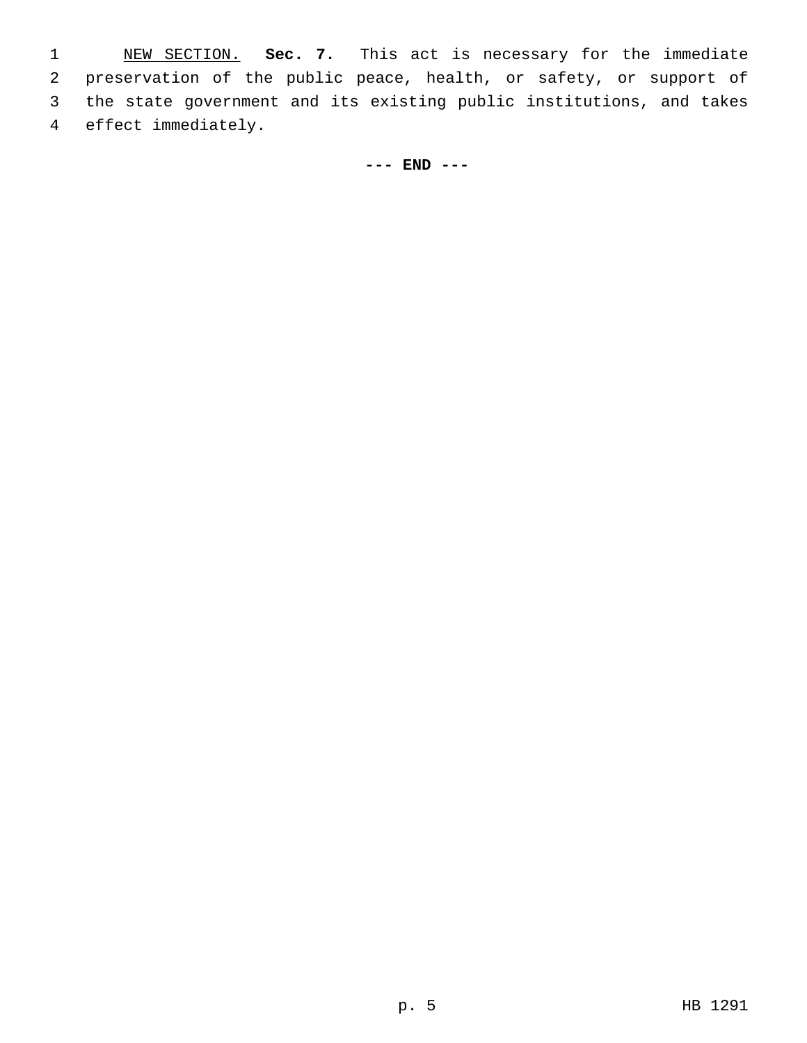NEW SECTION. **Sec. 7.** This act is necessary for the immediate preservation of the public peace, health, or safety, or support of the state government and its existing public institutions, and takes effect immediately.

**--- END ---**